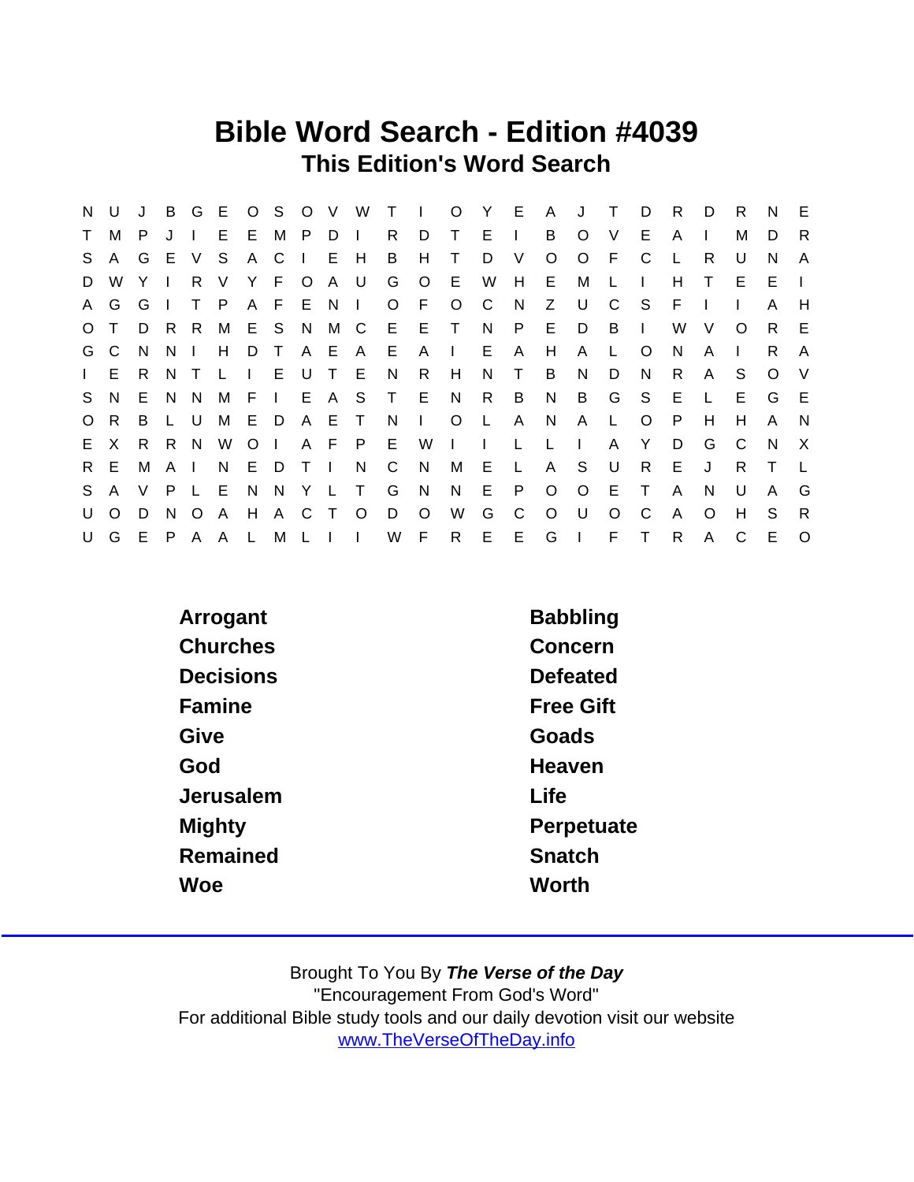# Bible Word Search - Edition #4039

## This Edition's Word Search

```
N U J B G E O S O V W T I O Y E A J T D R D R N E
T M P J I E E M P D I R D T E I B O V E A I M D R
S A G E V S A C I E H B H T D V O O F C L R U N A
D W Y I R V Y F O A U G O E W H E M L I H T E E I
A G G I T P A F E N I O F O C N Z U C S F I I A H
O T D R R M E S N M C E E T N P E D B I W V O R E
G C N N I H D T A E A E A I E A H A L O N A I R A
I E R N T L I E U T E N R H N T B N D N R A S O V
S N E N N M F I E A S T E N R B N B G S E L E G E
O R B L U M E D A E T N I O L A N A L O P H H A N
E X R R N W O I A F P E W I I L L I A Y D G C N X
R E M A I N E D T I N C N M E L A S U R E J R T L
S A V P L E N N Y L T G N N E P O O E T A N U A G
U O D N O A H A C T O D O W G C O U O C A O H S R
U G E P A A L M L I I W F R E E G I F T R A C E O
```

Arrogant
Babbling
Churches
Concern
Decisions
Defeated
Famine
Free Gift
Give
Goads
God
Heaven
Jerusalem
Life
Mighty
Perpetuate
Remained
Snatch
Woe
Worth

Brought To You By ***The Verse of the Day***
"Encouragement From God's Word"
For additional Bible study tools and our daily devotion visit our website
www.TheVerseOfTheDay.info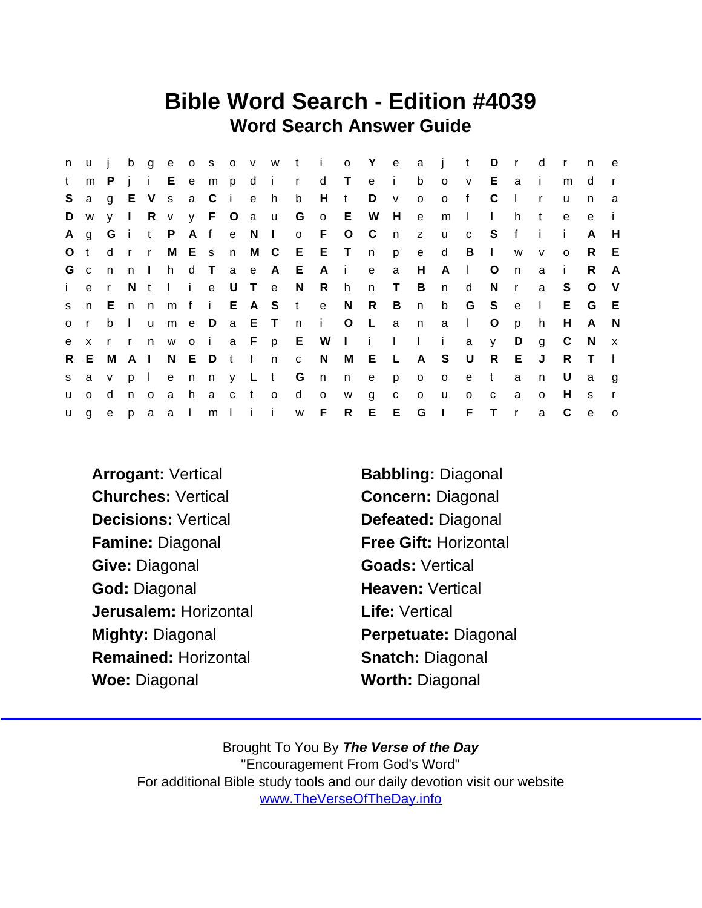# Bible Word Search - Edition #4039

## Word Search Answer Guide

```
n u j b g e o s o v w t i o Y e a j t D r d r n e
t m P j i E e m p d i r d T e i b o v E a i m d r
S a g E V s a C i e h b H t D v o o f C l r u n a
D w y I R v y F O a u G o E W H e m l I h t e e i
A g G i t P A f e N I o F O C n z u c S f i i A H
O t d r r M E s n M C E E T n p e d B I w v o R E
G c n n I h d T a e A E A i e a H A l O n a i R A
i e r N t l i e U T e N R h n T B n d N r a S O V
s n E n n m f i E A S t e N R B n b G S e l E G E
o r b l u m e D a E T n i O L a n a l O p h H A N
e x r r n w o i a F p E W I i l l i a y D g C N x
R E M A I N E D t I n c N M E L A S U R E J R T l
s a v p l e n n y L t G n n e p o o e t a n U a g
u o d n o a h a c t o d o w g c o u o c a o H s r
u g e p a a l m l i i w F R E E G I F T r a C e o
```

**Arrogant:** Vertical
**Babbling:** Diagonal
**Churches:** Vertical
**Concern:** Diagonal
**Decisions:** Vertical
**Defeated:** Diagonal
**Famine:** Diagonal
**Free Gift:** Horizontal
**Give:** Diagonal
**Goads:** Vertical
**God:** Diagonal
**Heaven:** Vertical
**Jerusalem:** Horizontal
**Life:** Vertical
**Mighty:** Diagonal
**Perpetuate:** Diagonal
**Remained:** Horizontal
**Snatch:** Diagonal
**Woe:** Diagonal
**Worth:** Diagonal

Brought To You By ***The Verse of the Day***
"Encouragement From God's Word"
For additional Bible study tools and our daily devotion visit our website
www.TheVerseOfTheDay.info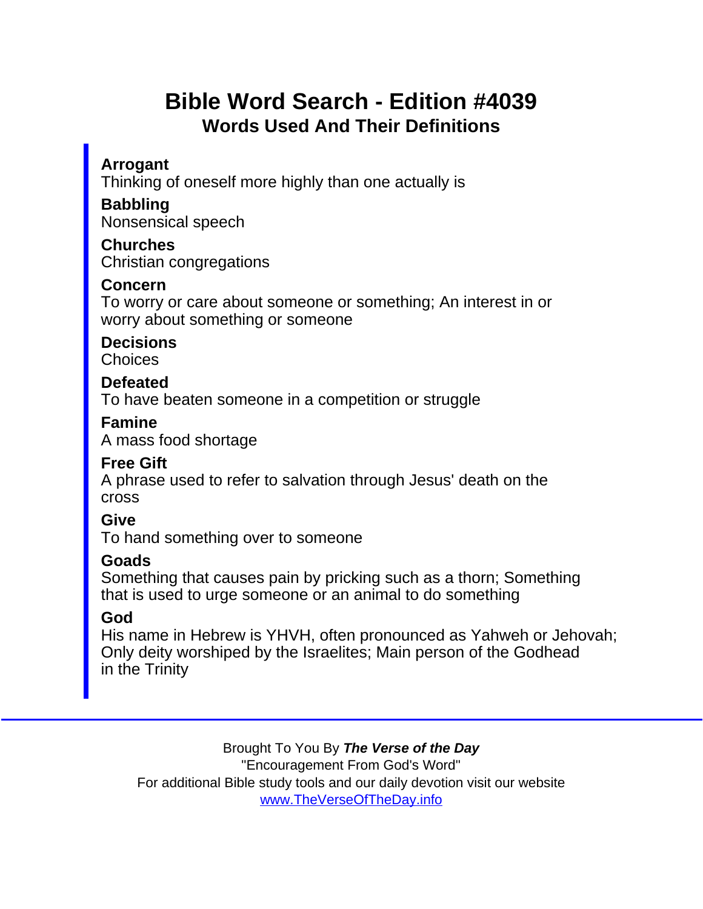# Bible Word Search - Edition #4039

## Words Used And Their Definitions

**Arrogant**
Thinking of oneself more highly than one actually is

**Babbling**
Nonsensical speech

**Churches**
Christian congregations

**Concern**
To worry or care about someone or something; An interest in or worry about something or someone

**Decisions**
Choices

**Defeated**
To have beaten someone in a competition or struggle

**Famine**
A mass food shortage

**Free Gift**
A phrase used to refer to salvation through Jesus' death on the cross

**Give**
To hand something over to someone

**Goads**
Something that causes pain by pricking such as a thorn; Something that is used to urge someone or an animal to do something

**God**
His name in Hebrew is YHVH, often pronounced as Yahweh or Jehovah; Only deity worshiped by the Israelites; Main person of the Godhead in the Trinity

---

Brought To You By ***The Verse of the Day***
"Encouragement From God's Word"
For additional Bible study tools and our daily devotion visit our website
www.TheVerseOfTheDay.info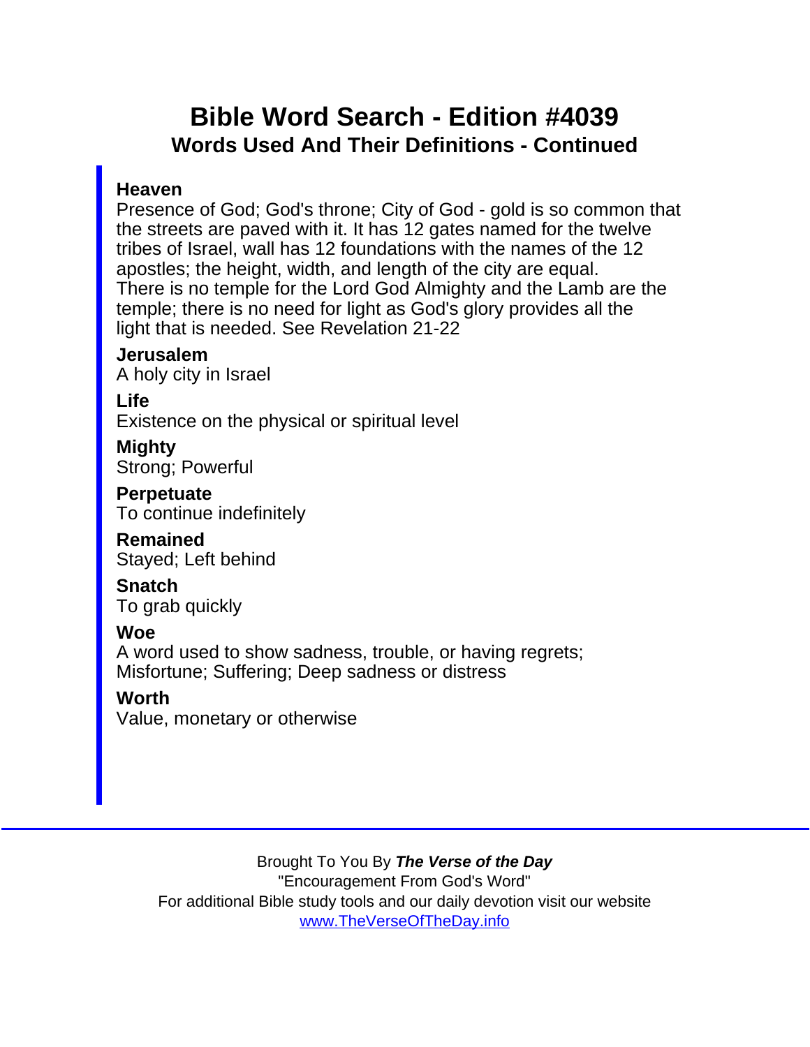# Bible Word Search - Edition #4039

## Words Used And Their Definitions - Continued

**Heaven**
Presence of God; God's throne; City of God - gold is so common that the streets are paved with it. It has 12 gates named for the twelve tribes of Israel, wall has 12 foundations with the names of the 12 apostles; the height, width, and length of the city are equal. There is no temple for the Lord God Almighty and the Lamb are the temple; there is no need for light as God's glory provides all the light that is needed. See Revelation 21-22

**Jerusalem**
A holy city in Israel

**Life**
Existence on the physical or spiritual level

**Mighty**
Strong; Powerful

**Perpetuate**
To continue indefinitely

**Remained**
Stayed; Left behind

**Snatch**
To grab quickly

**Woe**
A word used to show sadness, trouble, or having regrets; Misfortune; Suffering; Deep sadness or distress

**Worth**
Value, monetary or otherwise

---

Brought To You By ***The Verse of the Day***
"Encouragement From God's Word"
For additional Bible study tools and our daily devotion visit our website
www.TheVerseOfTheDay.info